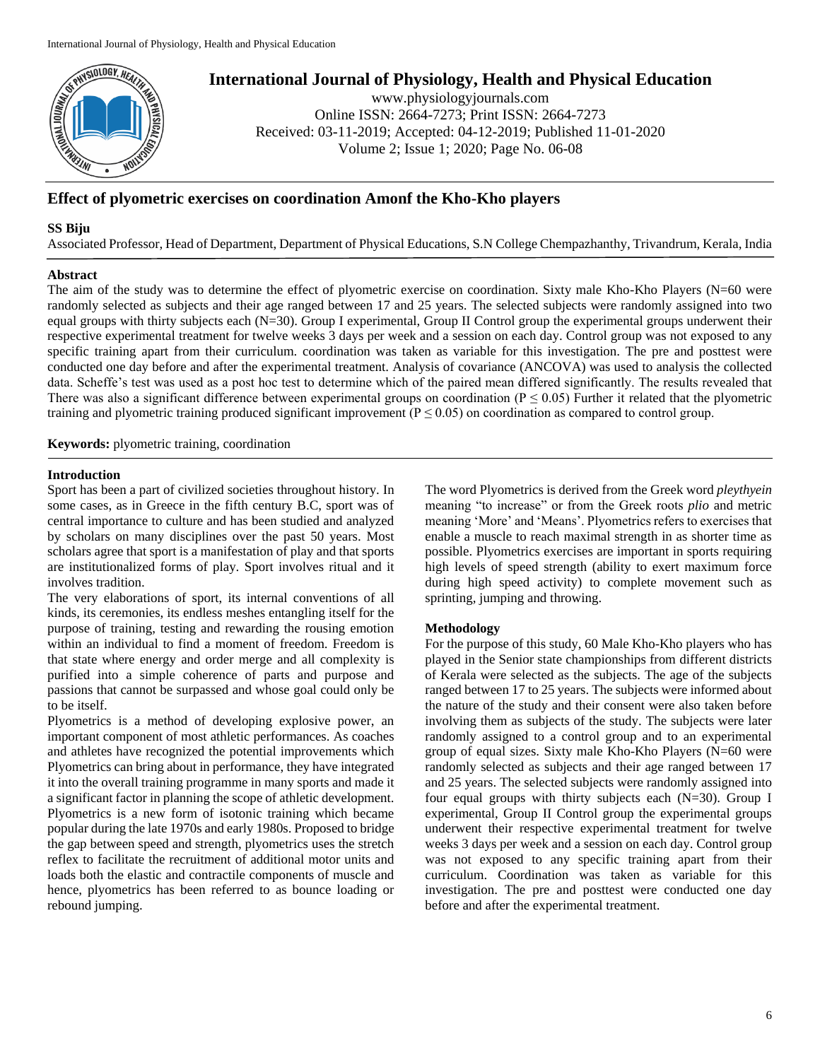# Effect of plyometric exercises on coordination Amonf the Kho-Kho players

**SS Biju**

Associated Professor, Head of Department, Department of Physical Educations, S.N College Chempazhanthy, Trivandrum, Kerala, India

## Abstract

The aim of the study was to determine the effect of plyometric exercise on coordination. Sixty male Kho-Kho Players (N=60 were randomly selected as subjects and their age ranged between 17 and 25 years. The selected subjects were randomly assigned into two equal groups with thirty subjects each (N=30). Group I experimental, Group II Control group the experimental groups underwent their respective experimental treatment for twelve weeks 3 days per week and a session on each day. Control group was not exposed to any specific training apart from their curriculum. coordination was taken as variable for this investigation. The pre and posttest were conducted one day before and after the experimental treatment. Analysis of covariance (ANCOVA) was used to analysis the collected data. Scheffe's test was used as a post hoc test to determine which of the paired mean differed significantly. The results revealed that There was also a significant difference between experimental groups on coordination ($P \leq 0.05$) Further it related that the plyometric training and plyometric training produced significant improvement ($P \leq 0.05$) on coordination as compared to control group.

**Keywords:** plyometric training, coordination

## Introduction

Sport has been a part of civilized societies throughout history. In some cases, as in Greece in the fifth century B.C, sport was of central importance to culture and has been studied and analyzed by scholars on many disciplines over the past 50 years. Most scholars agree that sport is a manifestation of play and that sports are institutionalized forms of play. Sport involves ritual and it involves tradition.

The very elaborations of sport, its internal conventions of all kinds, its ceremonies, its endless meshes entangling itself for the purpose of training, testing and rewarding the rousing emotion within an individual to find a moment of freedom. Freedom is that state where energy and order merge and all complexity is purified into a simple coherence of parts and purpose and passions that cannot be surpassed and whose goal could only be to be itself.

Plyometrics is a method of developing explosive power, an important component of most athletic performances. As coaches and athletes have recognized the potential improvements which Plyometrics can bring about in performance, they have integrated it into the overall training programme in many sports and made it a significant factor in planning the scope of athletic development. Plyometrics is a new form of isotonic training which became popular during the late 1970s and early 1980s. Proposed to bridge the gap between speed and strength, plyometrics uses the stretch reflex to facilitate the recruitment of additional motor units and loads both the elastic and contractile components of muscle and hence, plyometrics has been referred to as bounce loading or rebound jumping.

The word Plyometrics is derived from the Greek word *pleythyein* meaning "to increase" or from the Greek roots *plio* and metric meaning 'More' and 'Means'. Plyometrics refers to exercises that enable a muscle to reach maximal strength in as shorter time as possible. Plyometrics exercises are important in sports requiring high levels of speed strength (ability to exert maximum force during high speed activity) to complete movement such as sprinting, jumping and throwing.

## Methodology

For the purpose of this study, 60 Male Kho-Kho players who has played in the Senior state championships from different districts of Kerala were selected as the subjects. The age of the subjects ranged between 17 to 25 years. The subjects were informed about the nature of the study and their consent were also taken before involving them as subjects of the study. The subjects were later randomly assigned to a control group and to an experimental group of equal sizes. Sixty male Kho-Kho Players (N=60 were randomly selected as subjects and their age ranged between 17 and 25 years. The selected subjects were randomly assigned into four equal groups with thirty subjects each (N=30). Group I experimental, Group II Control group the experimental groups underwent their respective experimental treatment for twelve weeks 3 days per week and a session on each day. Control group was not exposed to any specific training apart from their curriculum. Coordination was taken as variable for this investigation. The pre and posttest were conducted one day before and after the experimental treatment.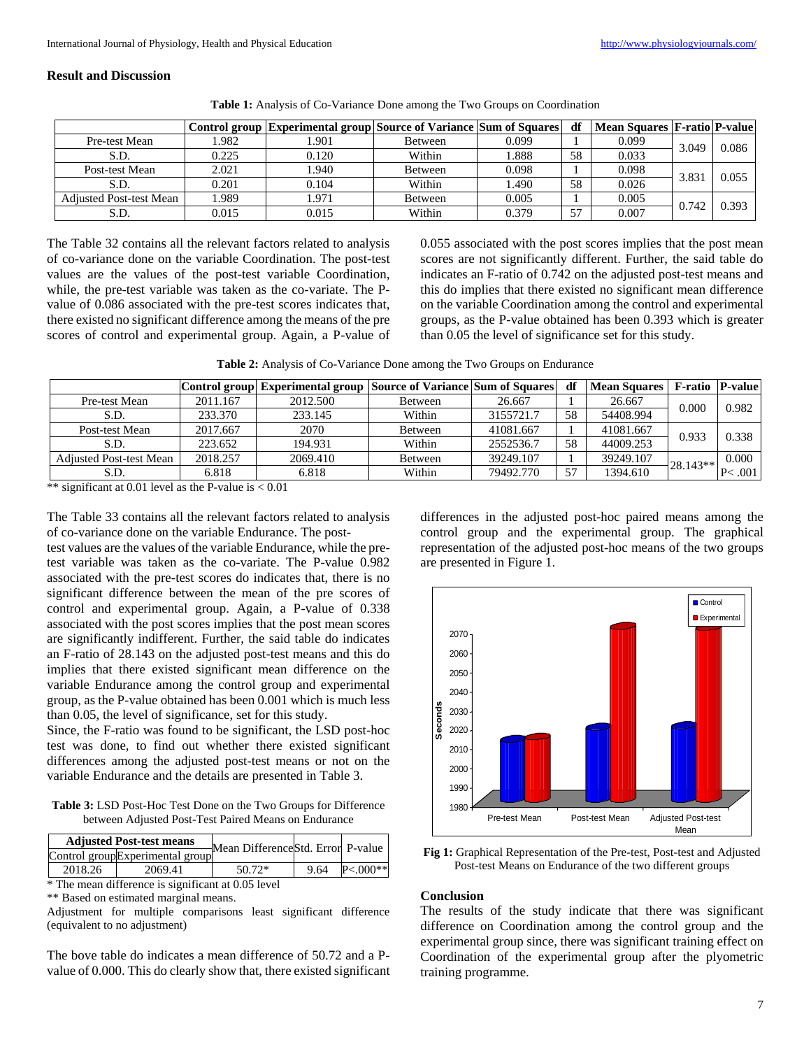## Result and Discussion

**Table 1:** Analysis of Co-Variance Done among the Two Groups on Coordination

| | Control group | Experimental group | Source of Variance | Sum of Squares | df | Mean Squares | F-ratio | P-value |
|---|---|---|---|---|---|---|---|---|
| Pre-test Mean | 1.982 | 1.901 | Between | 0.099 | 1 | 0.099 | 3.049 | 0.086 |
| S.D. | 0.225 | 0.120 | Within | 1.888 | 58 | 0.033 | | |
| Post-test Mean | 2.021 | 1.940 | Between | 0.098 | 1 | 0.098 | 3.831 | 0.055 |
| S.D. | 0.201 | 0.104 | Within | 1.490 | 58 | 0.026 | | |
| Adjusted Post-test Mean | 1.989 | 1.971 | Between | 0.005 | 1 | 0.005 | 0.742 | 0.393 |
| S.D. | 0.015 | 0.015 | Within | 0.379 | 57 | 0.007 | | |

The Table 32 contains all the relevant factors related to analysis of co-variance done on the variable Coordination. The post-test values are the values of the post-test variable Coordination, while, the pre-test variable was taken as the co-variate. The P-value of 0.086 associated with the pre-test scores indicates that, there existed no significant difference among the means of the pre scores of control and experimental group. Again, a P-value of 0.055 associated with the post scores implies that the post mean scores are not significantly different. Further, the said table do indicates an F-ratio of 0.742 on the adjusted post-test means and this do implies that there existed no significant mean difference on the variable Coordination among the control and experimental groups, as the P-value obtained has been 0.393 which is greater than 0.05 the level of significance set for this study.

**Table 2:** Analysis of Co-Variance Done among the Two Groups on Endurance

| | Control group | Experimental group | Source of Variance | Sum of Squares | df | Mean Squares | F-ratio | P-value |
|---|---|---|---|---|---|---|---|---|
| Pre-test Mean | 2011.167 | 2012.500 | Between | 26.667 | 1 | 26.667 | 0.000 | 0.982 |
| S.D. | 233.370 | 233.145 | Within | 3155721.7 | 58 | 54408.994 | | |
| Post-test Mean | 2017.667 | 2070 | Between | 41081.667 | 1 | 41081.667 | 0.933 | 0.338 |
| S.D. | 223.652 | 194.931 | Within | 2552536.7 | 58 | 44009.253 | | |
| Adjusted Post-test Mean | 2018.257 | 2069.410 | Between | 39249.107 | 1 | 39249.107 | 28.143** | 0.000 |
| S.D. | 6.818 | 6.818 | Within | 79492.770 | 57 | 1394.610 | | P< .001 |

** significant at 0.01 level as the P-value is < 0.01

The Table 33 contains all the relevant factors related to analysis of co-variance done on the variable Endurance. The post-test values are the values of the variable Endurance, while the pre-test variable was taken as the co-variate. The P-value 0.982 associated with the pre-test scores do indicates that, there is no significant difference between the mean of the pre scores of control and experimental group. Again, a P-value of 0.338 associated with the post scores implies that the post mean scores are significantly indifferent. Further, the said table do indicates an F-ratio of 28.143 on the adjusted post-test means and this do implies that there existed significant mean difference on the variable Endurance among the control group and experimental group, as the P-value obtained has been 0.001 which is much less than 0.05, the level of significance, set for this study.

Since, the F-ratio was found to be significant, the LSD post-hoc test was done, to find out whether there existed significant differences among the adjusted post-test means or not on the variable Endurance and the details are presented in Table 3.

**Table 3:** LSD Post-Hoc Test Done on the Two Groups for Difference between Adjusted Post-Test Paired Means on Endurance

| Adjusted Post-test means | | Mean Difference | Std. Error | P-value |
|---|---|---|---|---|
| Control group | Experimental group | | | |
| 2018.26 | 2069.41 | 50.72* | 9.64 | P<.000** |

* The mean difference is significant at 0.05 level

** Based on estimated marginal means.

Adjustment for multiple comparisons least significant difference (equivalent to no adjustment)

The bove table do indicates a mean difference of 50.72 and a P-value of 0.000. This do clearly show that, there existed significant differences in the adjusted post-hoc paired means among the control group and the experimental group. The graphical representation of the adjusted post-hoc means of the two groups are presented in Figure 1.

**Fig 1:** Graphical Representation of the Pre-test, Post-test and Adjusted Post-test Means on Endurance of the two different groups

## Conclusion

The results of the study indicate that there was significant difference on Coordination among the control group and the experimental group since, there was significant training effect on Coordination of the experimental group after the plyometric training programme.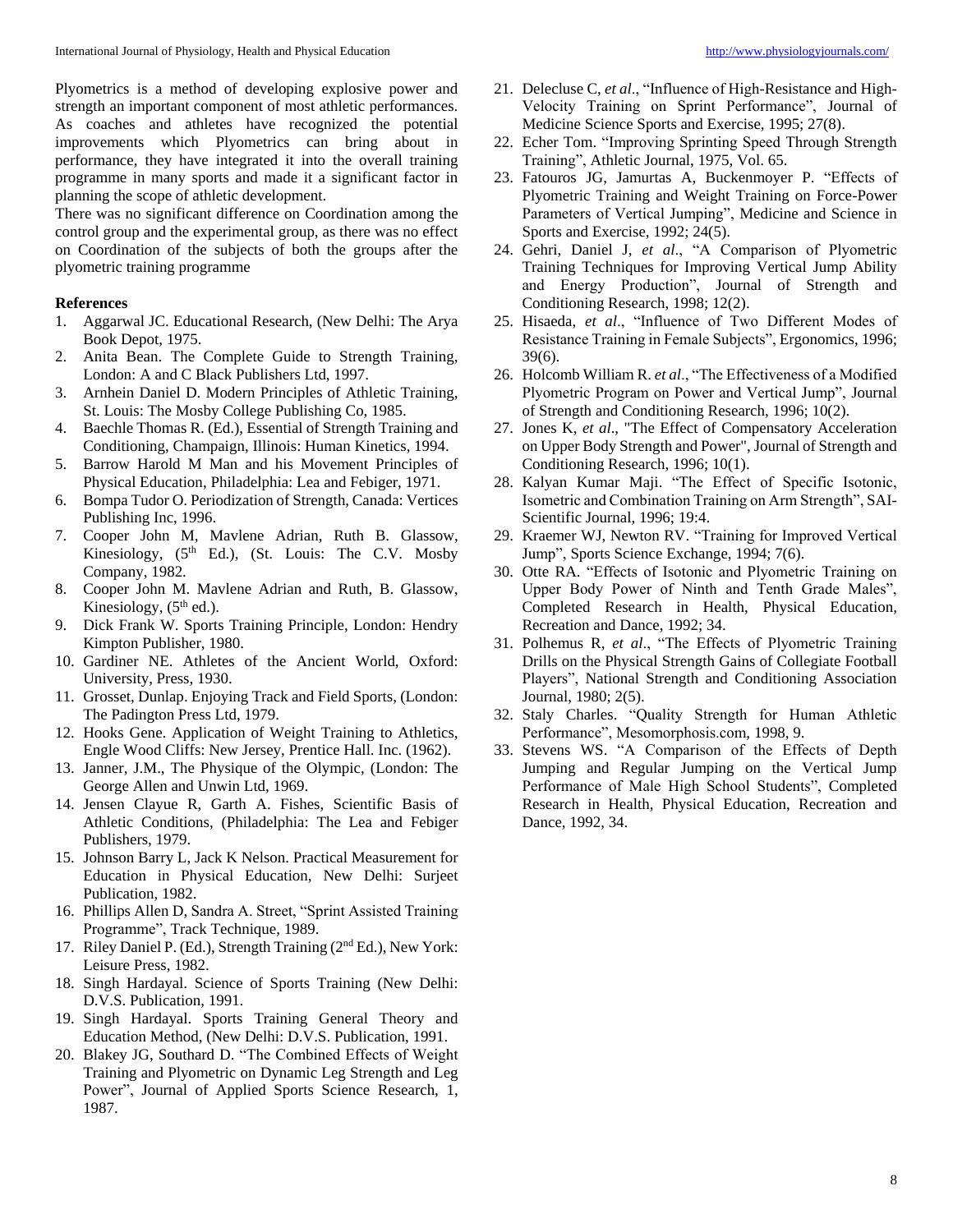Plyometrics is a method of developing explosive power and strength an important component of most athletic performances. As coaches and athletes have recognized the potential improvements which Plyometrics can bring about in performance, they have integrated it into the overall training programme in many sports and made it a significant factor in planning the scope of athletic development.

There was no significant difference on Coordination among the control group and the experimental group, as there was no effect on Coordination of the subjects of both the groups after the plyometric training programme

**References**

1. Aggarwal JC. Educational Research, (New Delhi: The Arya Book Depot, 1975.
2. Anita Bean. The Complete Guide to Strength Training, London: A and C Black Publishers Ltd, 1997.
3. Arnhein Daniel D. Modern Principles of Athletic Training, St. Louis: The Mosby College Publishing Co, 1985.
4. Baechle Thomas R. (Ed.), Essential of Strength Training and Conditioning, Champaign, Illinois: Human Kinetics, 1994.
5. Barrow Harold M Man and his Movement Principles of Physical Education, Philadelphia: Lea and Febiger, 1971.
6. Bompa Tudor O. Periodization of Strength, Canada: Vertices Publishing Inc, 1996.
7. Cooper John M, Mavlene Adrian, Ruth B. Glassow, Kinesiology, (5th Ed.), (St. Louis: The C.V. Mosby Company, 1982.
8. Cooper John M. Mavlene Adrian and Ruth, B. Glassow, Kinesiology, (5th ed.).
9. Dick Frank W. Sports Training Principle, London: Hendry Kimpton Publisher, 1980.
10. Gardiner NE. Athletes of the Ancient World, Oxford: University, Press, 1930.
11. Grosset, Dunlap. Enjoying Track and Field Sports, (London: The Padington Press Ltd, 1979.
12. Hooks Gene. Application of Weight Training to Athletics, Engle Wood Cliffs: New Jersey, Prentice Hall. Inc. (1962).
13. Janner, J.M., The Physique of the Olympic, (London: The George Allen and Unwin Ltd, 1969.
14. Jensen Clayue R, Garth A. Fishes, Scientific Basis of Athletic Conditions, (Philadelphia: The Lea and Febiger Publishers, 1979.
15. Johnson Barry L, Jack K Nelson. Practical Measurement for Education in Physical Education, New Delhi: Surjeet Publication, 1982.
16. Phillips Allen D, Sandra A. Street, "Sprint Assisted Training Programme", Track Technique, 1989.
17. Riley Daniel P. (Ed.), Strength Training (2nd Ed.), New York: Leisure Press, 1982.
18. Singh Hardayal. Science of Sports Training (New Delhi: D.V.S. Publication, 1991.
19. Singh Hardayal. Sports Training General Theory and Education Method, (New Delhi: D.V.S. Publication, 1991.
20. Blakey JG, Southard D. "The Combined Effects of Weight Training and Plyometric on Dynamic Leg Strength and Leg Power", Journal of Applied Sports Science Research, 1, 1987.
21. Delecluse C, *et al*., "Influence of High-Resistance and High-Velocity Training on Sprint Performance", Journal of Medicine Science Sports and Exercise, 1995; 27(8).
22. Echer Tom. "Improving Sprinting Speed Through Strength Training", Athletic Journal, 1975, Vol. 65.
23. Fatouros JG, Jamurtas A, Buckenmoyer P. "Effects of Plyometric Training and Weight Training on Force-Power Parameters of Vertical Jumping", Medicine and Science in Sports and Exercise, 1992; 24(5).
24. Gehri, Daniel J, *et al*., "A Comparison of Plyometric Training Techniques for Improving Vertical Jump Ability and Energy Production", Journal of Strength and Conditioning Research, 1998; 12(2).
25. Hisaeda, *et al*., "Influence of Two Different Modes of Resistance Training in Female Subjects", Ergonomics, 1996; 39(6).
26. Holcomb William R. *et al*., "The Effectiveness of a Modified Plyometric Program on Power and Vertical Jump", Journal of Strength and Conditioning Research, 1996; 10(2).
27. Jones K, *et al*., "The Effect of Compensatory Acceleration on Upper Body Strength and Power", Journal of Strength and Conditioning Research, 1996; 10(1).
28. Kalyan Kumar Maji. "The Effect of Specific Isotonic, Isometric and Combination Training on Arm Strength", SAI-Scientific Journal, 1996; 19:4.
29. Kraemer WJ, Newton RV. "Training for Improved Vertical Jump", Sports Science Exchange, 1994; 7(6).
30. Otte RA. "Effects of Isotonic and Plyometric Training on Upper Body Power of Ninth and Tenth Grade Males", Completed Research in Health, Physical Education, Recreation and Dance, 1992; 34.
31. Polhemus R, *et al*., "The Effects of Plyometric Training Drills on the Physical Strength Gains of Collegiate Football Players", National Strength and Conditioning Association Journal, 1980; 2(5).
32. Staly Charles. "Quality Strength for Human Athletic Performance", Mesomorphosis.com, 1998, 9.
33. Stevens WS. "A Comparison of the Effects of Depth Jumping and Regular Jumping on the Vertical Jump Performance of Male High School Students", Completed Research in Health, Physical Education, Recreation and Dance, 1992, 34.